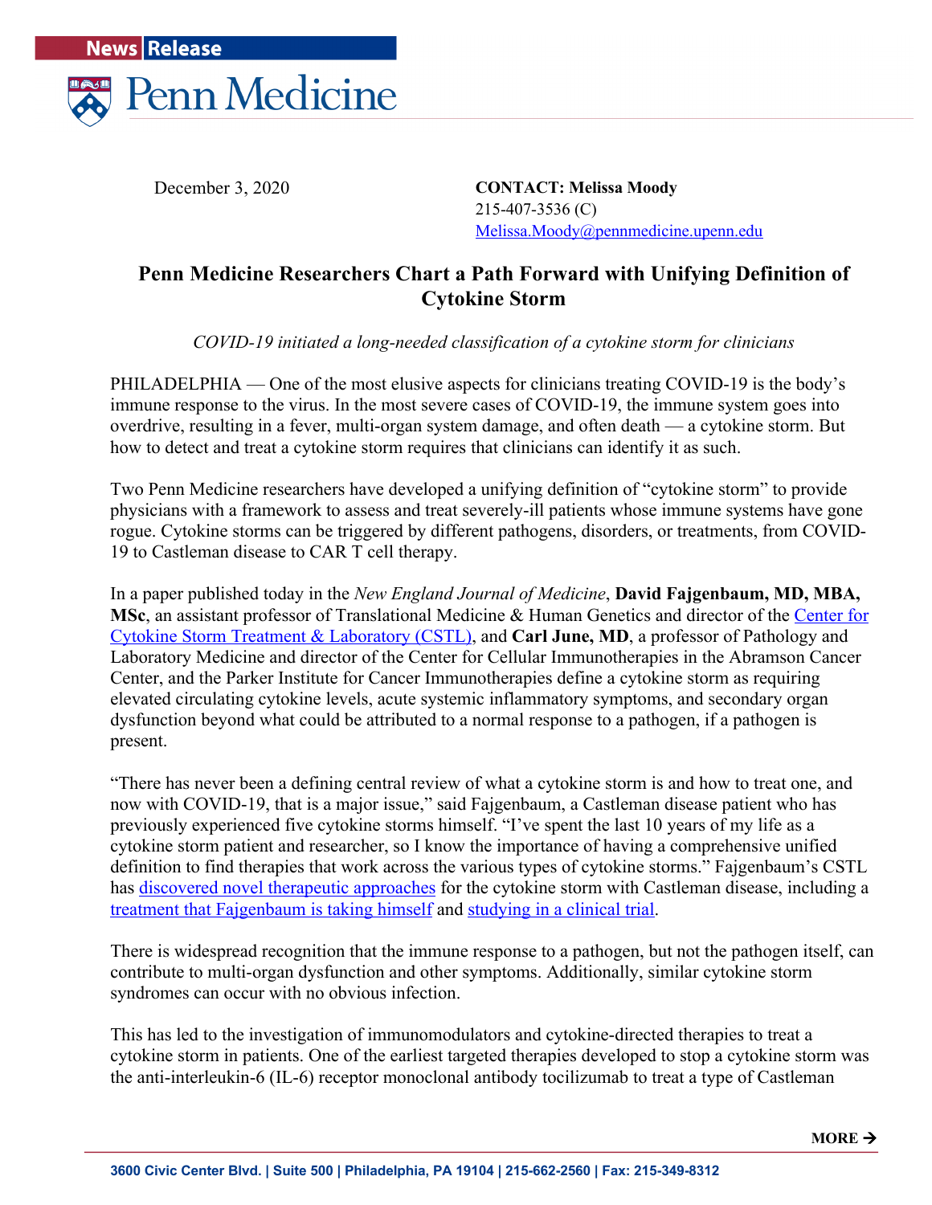**News Release**

**Penn Medicine**

December 3, 2020

**CONTACT: Melissa Moody**
215-407-3536 (C)
Melissa.Moody@pennmedicine.upenn.edu

# Penn Medicine Researchers Chart a Path Forward with Unifying Definition of Cytokine Storm

*COVID-19 initiated a long-needed classification of a cytokine storm for clinicians*

PHILADELPHIA — One of the most elusive aspects for clinicians treating COVID-19 is the body's immune response to the virus. In the most severe cases of COVID-19, the immune system goes into overdrive, resulting in a fever, multi-organ system damage, and often death — a cytokine storm. But how to detect and treat a cytokine storm requires that clinicians can identify it as such.

Two Penn Medicine researchers have developed a unifying definition of "cytokine storm" to provide physicians with a framework to assess and treat severely-ill patients whose immune systems have gone rogue. Cytokine storms can be triggered by different pathogens, disorders, or treatments, from COVID-19 to Castleman disease to CAR T cell therapy.

In a paper published today in the *New England Journal of Medicine*, **David Fajgenbaum, MD, MBA, MSc**, an assistant professor of Translational Medicine & Human Genetics and director of the Center for Cytokine Storm Treatment & Laboratory (CSTL), and **Carl June, MD**, a professor of Pathology and Laboratory Medicine and director of the Center for Cellular Immunotherapies in the Abramson Cancer Center, and the Parker Institute for Cancer Immunotherapies define a cytokine storm as requiring elevated circulating cytokine levels, acute systemic inflammatory symptoms, and secondary organ dysfunction beyond what could be attributed to a normal response to a pathogen, if a pathogen is present.

"There has never been a defining central review of what a cytokine storm is and how to treat one, and now with COVID-19, that is a major issue," said Fajgenbaum, a Castleman disease patient who has previously experienced five cytokine storms himself. "I've spent the last 10 years of my life as a cytokine storm patient and researcher, so I know the importance of having a comprehensive unified definition to find therapies that work across the various types of cytokine storms." Fajgenbaum's CSTL has discovered novel therapeutic approaches for the cytokine storm with Castleman disease, including a treatment that Fajgenbaum is taking himself and studying in a clinical trial.

There is widespread recognition that the immune response to a pathogen, but not the pathogen itself, can contribute to multi-organ dysfunction and other symptoms. Additionally, similar cytokine storm syndromes can occur with no obvious infection.

This has led to the investigation of immunomodulators and cytokine-directed therapies to treat a cytokine storm in patients. One of the earliest targeted therapies developed to stop a cytokine storm was the anti-interleukin-6 (IL-6) receptor monoclonal antibody tocilizumab to treat a type of Castleman

**MORE →**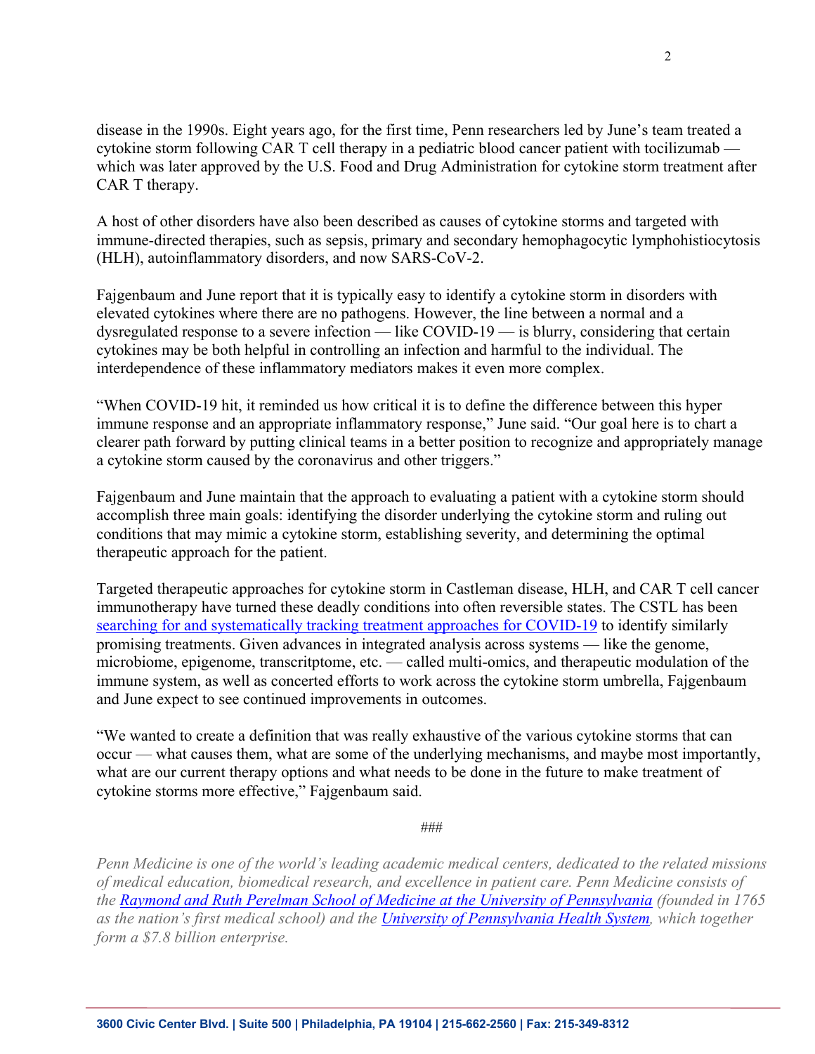disease in the 1990s. Eight years ago, for the first time, Penn researchers led by June's team treated a cytokine storm following CAR T cell therapy in a pediatric blood cancer patient with tocilizumab — which was later approved by the U.S. Food and Drug Administration for cytokine storm treatment after CAR T therapy.

A host of other disorders have also been described as causes of cytokine storms and targeted with immune-directed therapies, such as sepsis, primary and secondary hemophagocytic lymphohistiocytosis (HLH), autoinflammatory disorders, and now SARS-CoV-2.

Fajgenbaum and June report that it is typically easy to identify a cytokine storm in disorders with elevated cytokines where there are no pathogens. However, the line between a normal and a dysregulated response to a severe infection — like COVID-19 — is blurry, considering that certain cytokines may be both helpful in controlling an infection and harmful to the individual. The interdependence of these inflammatory mediators makes it even more complex.

"When COVID-19 hit, it reminded us how critical it is to define the difference between this hyper immune response and an appropriate inflammatory response," June said. "Our goal here is to chart a clearer path forward by putting clinical teams in a better position to recognize and appropriately manage a cytokine storm caused by the coronavirus and other triggers."

Fajgenbaum and June maintain that the approach to evaluating a patient with a cytokine storm should accomplish three main goals: identifying the disorder underlying the cytokine storm and ruling out conditions that may mimic a cytokine storm, establishing severity, and determining the optimal therapeutic approach for the patient.

Targeted therapeutic approaches for cytokine storm in Castleman disease, HLH, and CAR T cell cancer immunotherapy have turned these deadly conditions into often reversible states. The CSTL has been searching for and systematically tracking treatment approaches for COVID-19 to identify similarly promising treatments. Given advances in integrated analysis across systems — like the genome, microbiome, epigenome, transcritptome, etc. — called multi-omics, and therapeutic modulation of the immune system, as well as concerted efforts to work across the cytokine storm umbrella, Fajgenbaum and June expect to see continued improvements in outcomes.

"We wanted to create a definition that was really exhaustive of the various cytokine storms that can occur — what causes them, what are some of the underlying mechanisms, and maybe most importantly, what are our current therapy options and what needs to be done in the future to make treatment of cytokine storms more effective," Fajgenbaum said.

###

*Penn Medicine is one of the world's leading academic medical centers, dedicated to the related missions of medical education, biomedical research, and excellence in patient care. Penn Medicine consists of the Raymond and Ruth Perelman School of Medicine at the University of Pennsylvania (founded in 1765 as the nation's first medical school) and the University of Pennsylvania Health System, which together form a $7.8 billion enterprise.*

**3600 Civic Center Blvd. | Suite 500 | Philadelphia, PA 19104 | 215-662-2560 | Fax: 215-349-8312**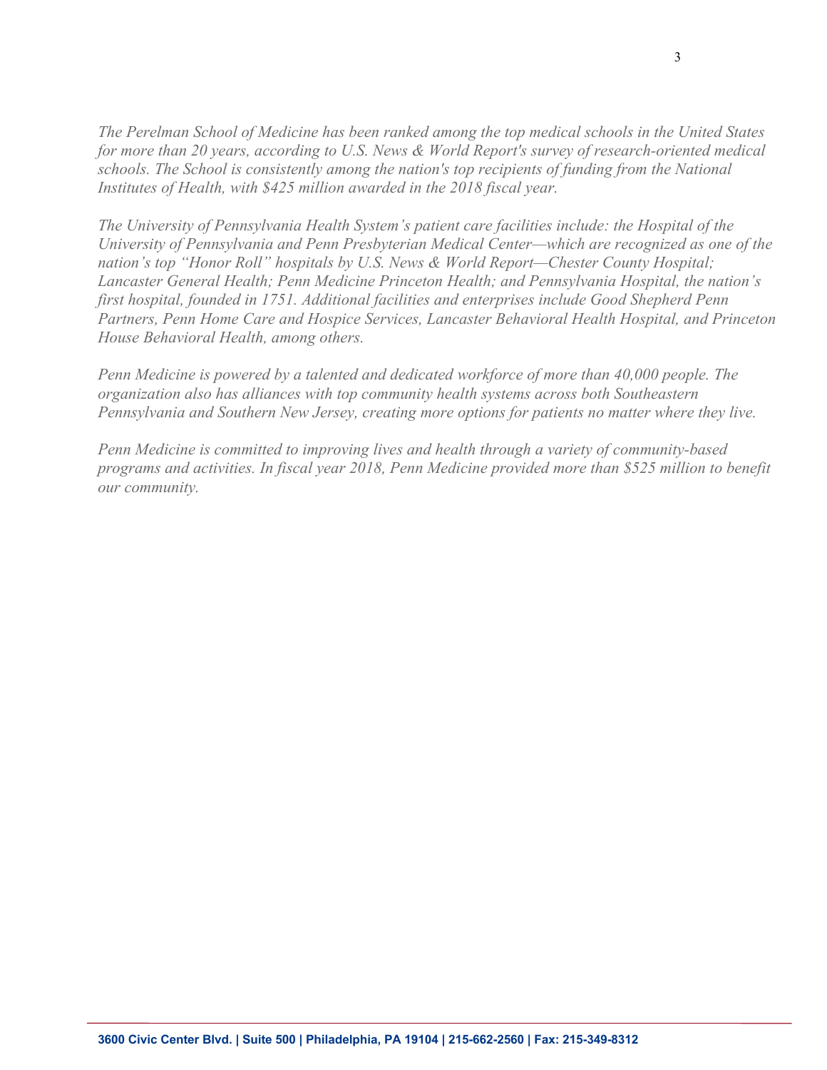*The Perelman School of Medicine has been ranked among the top medical schools in the United States for more than 20 years, according to U.S. News & World Report's survey of research-oriented medical schools. The School is consistently among the nation's top recipients of funding from the National Institutes of Health, with $425 million awarded in the 2018 fiscal year.*

*The University of Pennsylvania Health System's patient care facilities include: the Hospital of the University of Pennsylvania and Penn Presbyterian Medical Center—which are recognized as one of the nation's top "Honor Roll" hospitals by U.S. News & World Report—Chester County Hospital; Lancaster General Health; Penn Medicine Princeton Health; and Pennsylvania Hospital, the nation's first hospital, founded in 1751. Additional facilities and enterprises include Good Shepherd Penn Partners, Penn Home Care and Hospice Services, Lancaster Behavioral Health Hospital, and Princeton House Behavioral Health, among others.*

*Penn Medicine is powered by a talented and dedicated workforce of more than 40,000 people. The organization also has alliances with top community health systems across both Southeastern Pennsylvania and Southern New Jersey, creating more options for patients no matter where they live.*

*Penn Medicine is committed to improving lives and health through a variety of community-based programs and activities. In fiscal year 2018, Penn Medicine provided more than $525 million to benefit our community.*